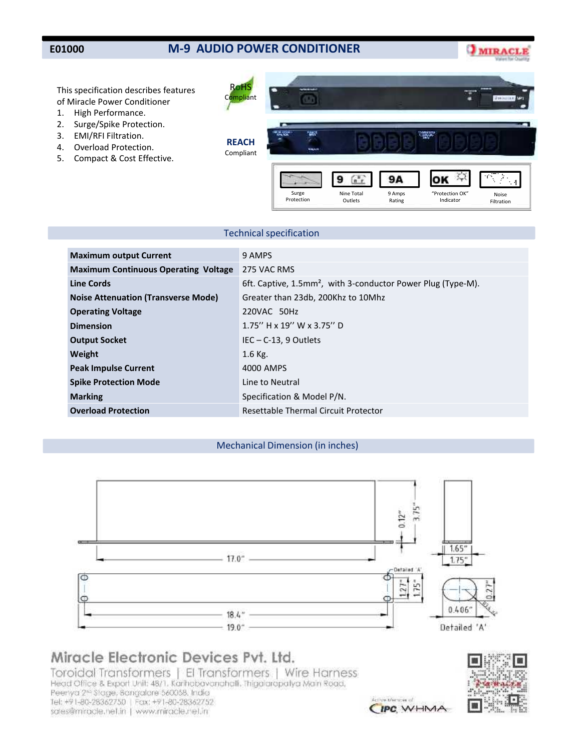# E01000 M-9 AUDIO POWER CONDITIONER

This specification describes features of Miracle Power Conditioner

1. High Performance.
2. Surge/Spike Protection.
3. EMI/RFI Filtration.
4. Overload Protection.
5. Compact & Cost Effective.

RoHS Compliant

REACH Compliant

Surge Protection | Nine Total Outlets | 9 Amps Rating | "Protection OK" Indicator | Noise Filtration

## Technical specification

| | |
|---|---|
| **Maximum output Current** | 9 AMPS |
| **Maximum Continuous Operating Voltage** | 275 VAC RMS |
| **Line Cords** | 6ft. Captive, 1.5mm², with 3-conductor Power Plug (Type-M). |
| **Noise Attenuation (Transverse Mode)** | Greater than 23db, 200Khz to 10Mhz |
| **Operating Voltage** | 220VAC 50Hz |
| **Dimension** | 1.75'' H x 19'' W x 3.75'' D |
| **Output Socket** | IEC – C-13, 9 Outlets |
| **Weight** | 1.6 Kg. |
| **Peak Impulse Current** | 4000 AMPS |
| **Spike Protection Mode** | Line to Neutral |
| **Marking** | Specification & Model P/N. |
| **Overload Protection** | Resettable Thermal Circuit Protector |

## Mechanical Dimension (in inches)

17.0" | 0.12" | 3.75" | 1.65" | 1.75" | 18.4" | 19.0" | 1.27" | 1.75" | Detailed 'A' | 0.406" | 0.27"

**Miracle Electronic Devices Pvt. Ltd.**

Toroidal Transformers | EI Transformers | Wire Harness

Head Office & Export Unit: 48/1, Karihobanahalli, Thigalarapalya Main Road, Peenya 2nd Stage, Bangalore 560058, India

Tel: +91-80-28362750 | Fax: +91-80-28362752

sales@miracle.net.in | www.miracle.net.in

Active Member of IPC WHMA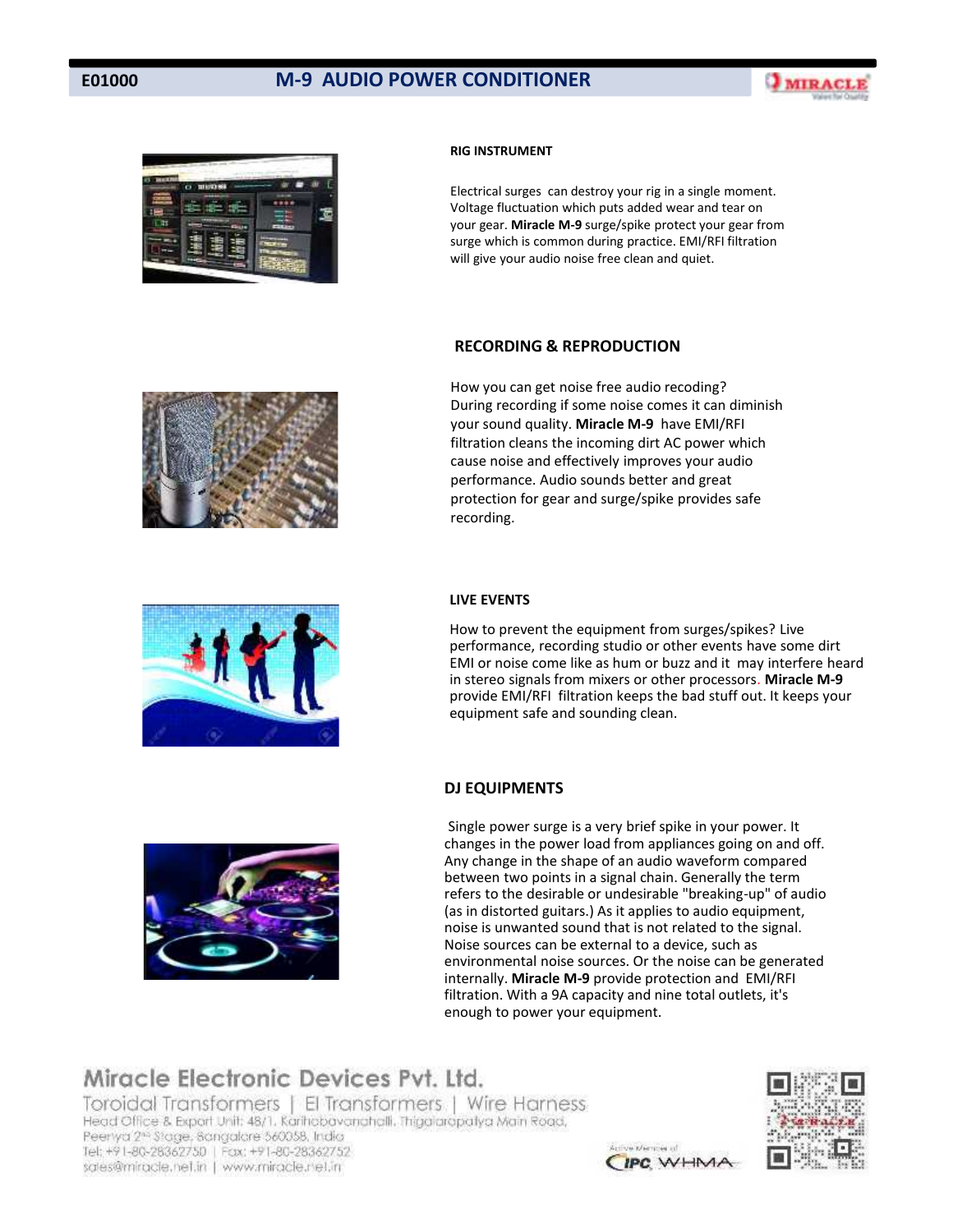E01000 M-9 AUDIO POWER CONDITIONER

**RIG INSTRUMENT**

Electrical surges can destroy your rig in a single moment. Voltage fluctuation which puts added wear and tear on your gear. **Miracle M-9** surge/spike protect your gear from surge which is common during practice. EMI/RFI filtration will give your audio noise free clean and quiet.

## RECORDING & REPRODUCTION

How you can get noise free audio recoding? During recording if some noise comes it can diminish your sound quality. **Miracle M-9** have EMI/RFI filtration cleans the incoming dirt AC power which cause noise and effectively improves your audio performance. Audio sounds better and great protection for gear and surge/spike provides safe recording.

**LIVE EVENTS**

How to prevent the equipment from surges/spikes? Live performance, recording studio or other events have some dirt EMI or noise come like as hum or buzz and it may interfere heard in stereo signals from mixers or other processors. **Miracle M-9** provide EMI/RFI filtration keeps the bad stuff out. It keeps your equipment safe and sounding clean.

## DJ EQUIPMENTS

Single power surge is a very brief spike in your power. It changes in the power load from appliances going on and off. Any change in the shape of an audio waveform compared between two points in a signal chain. Generally the term refers to the desirable or undesirable "breaking-up" of audio (as in distorted guitars.) As it applies to audio equipment, noise is unwanted sound that is not related to the signal. Noise sources can be external to a device, such as environmental noise sources. Or the noise can be generated internally. **Miracle M-9** provide protection and EMI/RFI filtration. With a 9A capacity and nine total outlets, it's enough to power your equipment.

Miracle Electronic Devices Pvt. Ltd.
Toroidal Transformers | EI Transformers | Wire Harness
Head Office & Export Unit: 48/1, Karihobavanahalli, Thigalarapalya Main Road, Peenya 2nd Stage, Bangalore 560058, India
Tel: +91-80-28362750 | Fax: +91-80-28362752
sales@miracle.net.in | www.miracle.net.in

Active Member of IPC WHMA